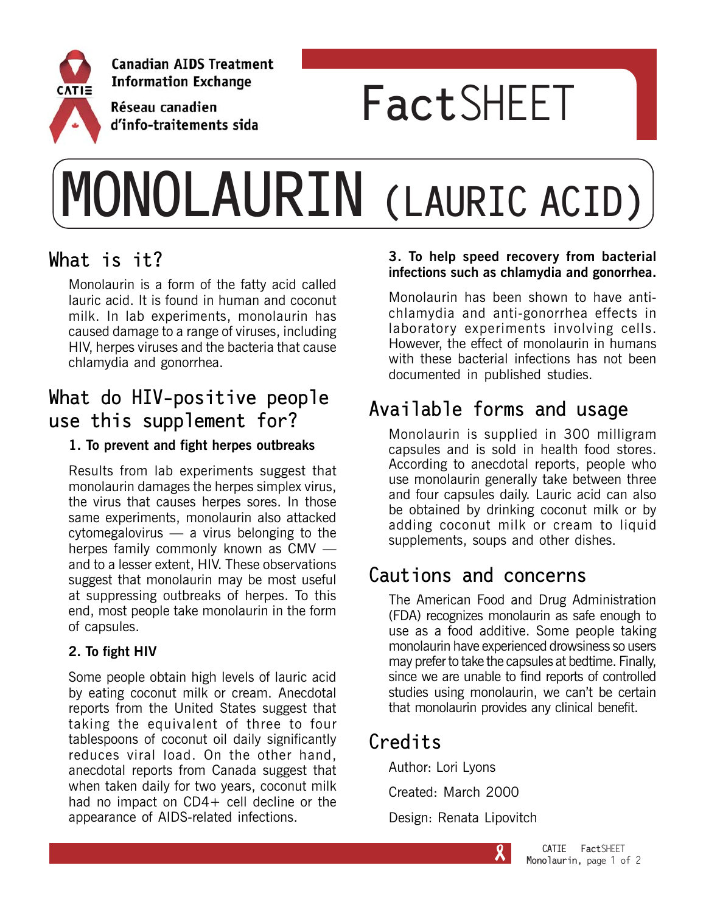Canadian AIDS Treatment Information Exchange

Réseau canadien d'info-traitements sida

# FactSHEET

# MONOLAURIN (LAURIC ACID)

## What is it?

Monolaurin is a form of the fatty acid called lauric acid. It is found in human and coconut milk. In lab experiments, monolaurin has caused damage to a range of viruses, including HIV, herpes viruses and the bacteria that cause chlamydia and gonorrhea.

## What do HIV-positive people use this supplement for?

**1. To prevent and fight herpes outbreaks**

Results from lab experiments suggest that monolaurin damages the herpes simplex virus, the virus that causes herpes sores. In those same experiments, monolaurin also attacked cytomegalovirus — a virus belonging to the herpes family commonly known as CMV — and to a lesser extent, HIV. These observations suggest that monolaurin may be most useful at suppressing outbreaks of herpes. To this end, most people take monolaurin in the form of capsules.

**2. To fight HIV**

Some people obtain high levels of lauric acid by eating coconut milk or cream. Anecdotal reports from the United States suggest that taking the equivalent of three to four tablespoons of coconut oil daily significantly reduces viral load. On the other hand, anecdotal reports from Canada suggest that when taken daily for two years, coconut milk had no impact on CD4+ cell decline or the appearance of AIDS-related infections.

**3. To help speed recovery from bacterial infections such as chlamydia and gonorrhea.**

Monolaurin has been shown to have anti-chlamydia and anti-gonorrhea effects in laboratory experiments involving cells. However, the effect of monolaurin in humans with these bacterial infections has not been documented in published studies.

## Available forms and usage

Monolaurin is supplied in 300 milligram capsules and is sold in health food stores. According to anecdotal reports, people who use monolaurin generally take between three and four capsules daily. Lauric acid can also be obtained by drinking coconut milk or by adding coconut milk or cream to liquid supplements, soups and other dishes.

## Cautions and concerns

The American Food and Drug Administration (FDA) recognizes monolaurin as safe enough to use as a food additive. Some people taking monolaurin have experienced drowsiness so users may prefer to take the capsules at bedtime. Finally, since we are unable to find reports of controlled studies using monolaurin, we can't be certain that monolaurin provides any clinical benefit.

## Credits

Author: Lori Lyons

Created: March 2000

Design: Renata Lipovitch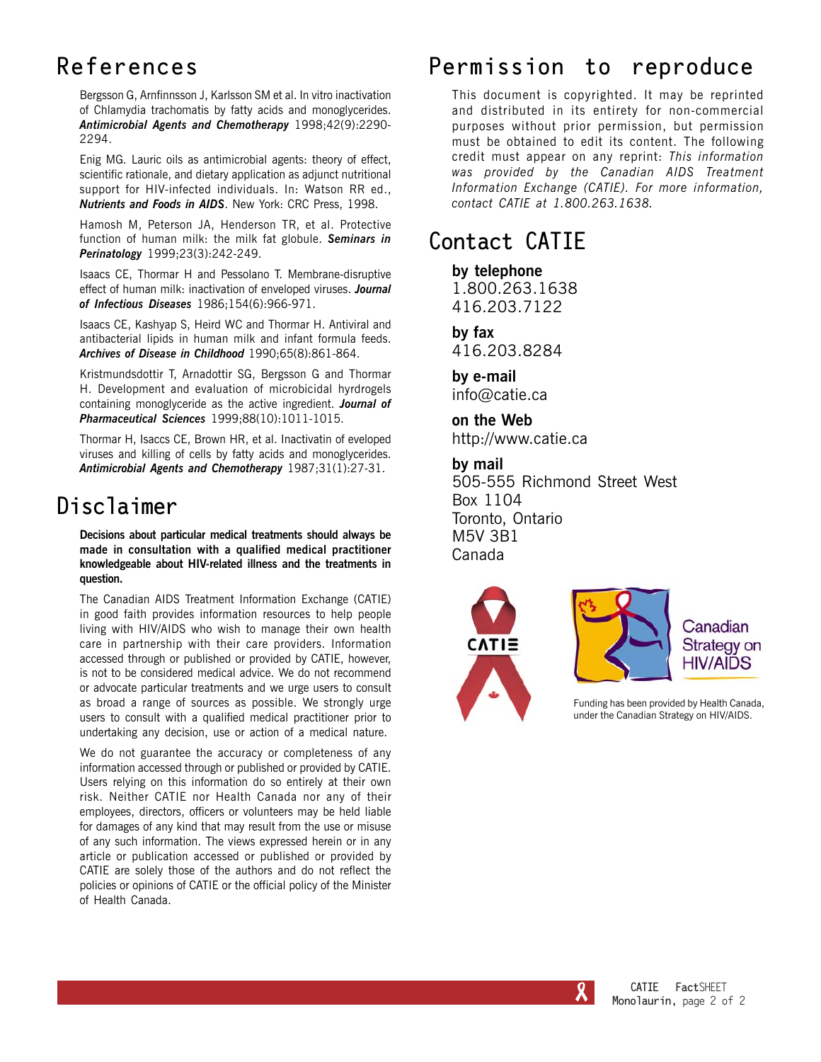## References

Bergsson G, Arnfinnsson J, Karlsson SM et al. In vitro inactivation of Chlamydia trachomatis by fatty acids and monoglycerides. ***Antimicrobial Agents and Chemotherapy*** 1998;42(9):2290-2294.

Enig MG. Lauric oils as antimicrobial agents: theory of effect, scientific rationale, and dietary application as adjunct nutritional support for HIV-infected individuals. In: Watson RR ed., ***Nutrients and Foods in AIDS***. New York: CRC Press, 1998.

Hamosh M, Peterson JA, Henderson TR, et al. Protective function of human milk: the milk fat globule. ***Seminars in Perinatology*** 1999;23(3):242-249.

Isaacs CE, Thormar H and Pessolano T. Membrane-disruptive effect of human milk: inactivation of enveloped viruses. ***Journal of Infectious Diseases*** 1986;154(6):966-971.

Isaacs CE, Kashyap S, Heird WC and Thormar H. Antiviral and antibacterial lipids in human milk and infant formula feeds. ***Archives of Disease in Childhood*** 1990;65(8):861-864.

Kristmundsdottir T, Arnadottir SG, Bergsson G and Thormar H. Development and evaluation of microbicidal hyrdrogels containing monoglyceride as the active ingredient. ***Journal of Pharmaceutical Sciences*** 1999;88(10):1011-1015.

Thormar H, Isaccs CE, Brown HR, et al. Inactivatin of eveloped viruses and killing of cells by fatty acids and monoglycerides. ***Antimicrobial Agents and Chemotherapy*** 1987;31(1):27-31.

## Disclaimer

**Decisions about particular medical treatments should always be made in consultation with a qualified medical practitioner knowledgeable about HIV-related illness and the treatments in question.**

The Canadian AIDS Treatment Information Exchange (CATIE) in good faith provides information resources to help people living with HIV/AIDS who wish to manage their own health care in partnership with their care providers. Information accessed through or published or provided by CATIE, however, is not to be considered medical advice. We do not recommend or advocate particular treatments and we urge users to consult as broad a range of sources as possible. We strongly urge users to consult with a qualified medical practitioner prior to undertaking any decision, use or action of a medical nature.

We do not guarantee the accuracy or completeness of any information accessed through or published or provided by CATIE. Users relying on this information do so entirely at their own risk. Neither CATIE nor Health Canada nor any of their employees, directors, officers or volunteers may be held liable for damages of any kind that may result from the use or misuse of any such information. The views expressed herein or in any article or publication accessed or published or provided by CATIE are solely those of the authors and do not reflect the policies or opinions of CATIE or the official policy of the Minister of Health Canada.

## Permission to reproduce

This document is copyrighted. It may be reprinted and distributed in its entirety for non-commercial purposes without prior permission, but permission must be obtained to edit its content. The following credit must appear on any reprint: *This information was provided by the Canadian AIDS Treatment Information Exchange (CATIE). For more information, contact CATIE at 1.800.263.1638.*

## Contact CATIE

**by telephone**
1.800.263.1638
416.203.7122

**by fax**
416.203.8284

**by e-mail**
info@catie.ca

**on the Web**
http://www.catie.ca

**by mail**
505-555 Richmond Street West
Box 1104
Toronto, Ontario
M5V 3B1
Canada

CATIE

Canadian Strategy on HIV/AIDS

Funding has been provided by Health Canada, under the Canadian Strategy on HIV/AIDS.